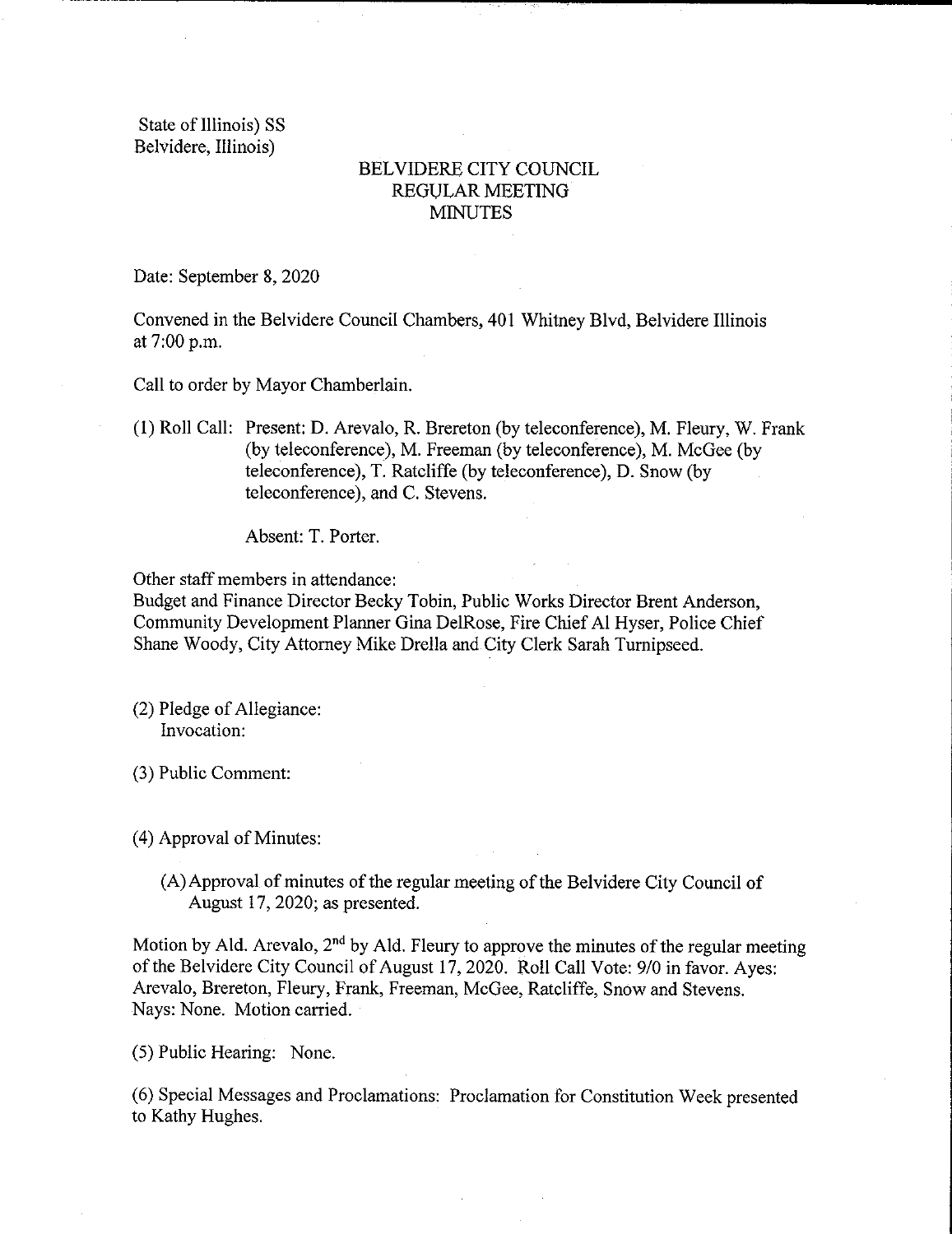State of Illinois) SS
Belvidere, Illinois)

# BELVIDERE CITY COUNCIL
## REGULAR MEETING
## MINUTES

Date: September 8, 2020

Convened in the Belvidere Council Chambers, 401 Whitney Blvd, Belvidere Illinois at 7:00 p.m.

Call to order by Mayor Chamberlain.

(1) Roll Call: Present: D. Arevalo, R. Brereton (by teleconference), M. Fleury, W. Frank (by teleconference), M. Freeman (by teleconference), M. McGee (by teleconference), T. Ratcliffe (by teleconference), D. Snow (by teleconference), and C. Stevens.

Absent: T. Porter.

Other staff members in attendance:
Budget and Finance Director Becky Tobin, Public Works Director Brent Anderson, Community Development Planner Gina DelRose, Fire Chief Al Hyser, Police Chief Shane Woody, City Attorney Mike Drella and City Clerk Sarah Turnipseed.

(2) Pledge of Allegiance:
Invocation:

(3) Public Comment:

(4) Approval of Minutes:

(A) Approval of minutes of the regular meeting of the Belvidere City Council of August 17, 2020; as presented.

Motion by Ald. Arevalo, 2nd by Ald. Fleury to approve the minutes of the regular meeting of the Belvidere City Council of August 17, 2020. Roll Call Vote: 9/0 in favor. Ayes: Arevalo, Brereton, Fleury, Frank, Freeman, McGee, Ratcliffe, Snow and Stevens. Nays: None. Motion carried.

(5) Public Hearing: None.

(6) Special Messages and Proclamations: Proclamation for Constitution Week presented to Kathy Hughes.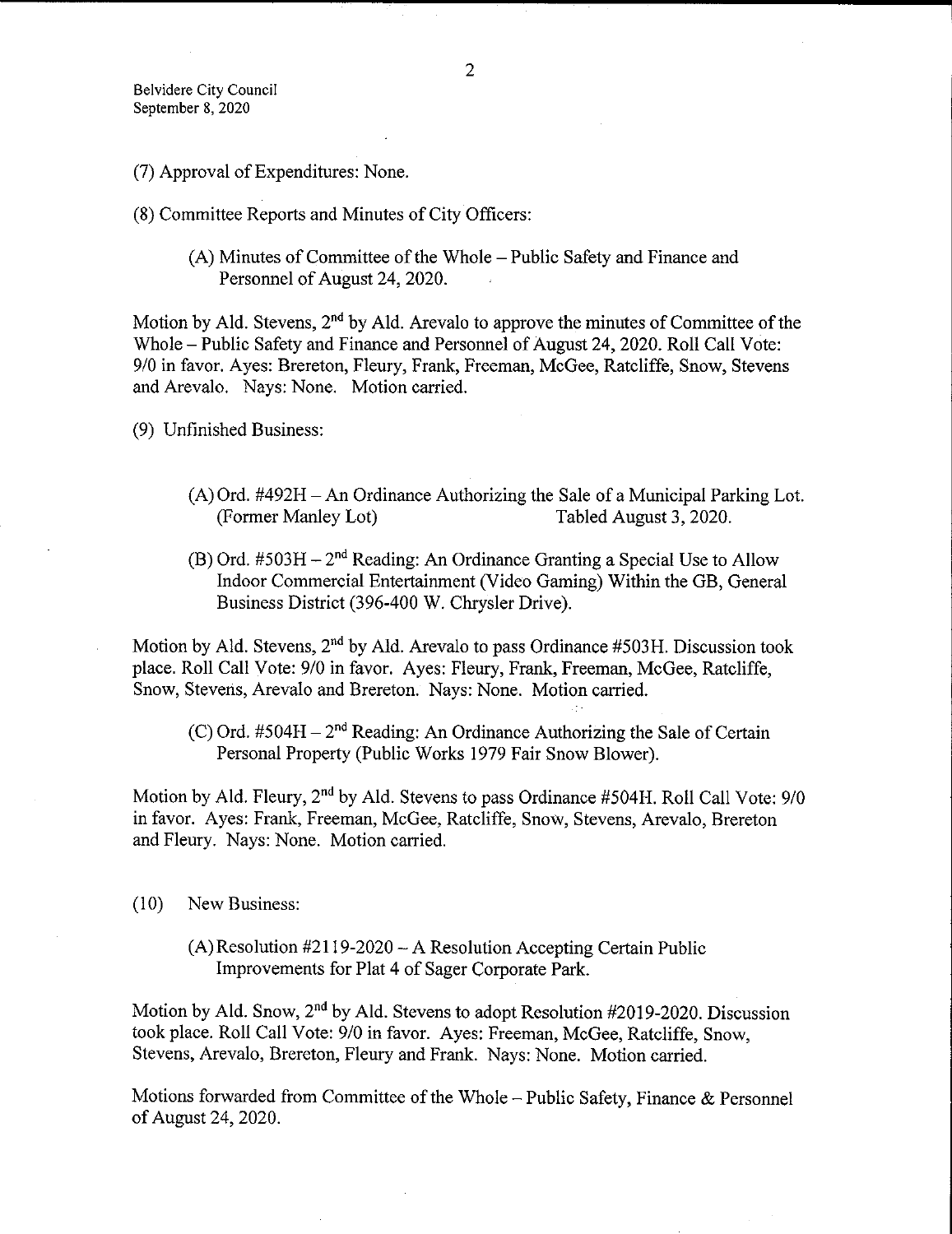(7) Approval of Expenditures: None.

(8) Committee Reports and Minutes of City Officers:

(A) Minutes of Committee of the Whole – Public Safety and Finance and Personnel of August 24, 2020.

Motion by Ald. Stevens, 2nd by Ald. Arevalo to approve the minutes of Committee of the Whole – Public Safety and Finance and Personnel of August 24, 2020. Roll Call Vote: 9/0 in favor. Ayes: Brereton, Fleury, Frank, Freeman, McGee, Ratcliffe, Snow, Stevens and Arevalo. Nays: None. Motion carried.

(9) Unfinished Business:

(A) Ord. #492H – An Ordinance Authorizing the Sale of a Municipal Parking Lot. (Former Manley Lot) Tabled August 3, 2020.

(B) Ord. #503H – 2nd Reading: An Ordinance Granting a Special Use to Allow Indoor Commercial Entertainment (Video Gaming) Within the GB, General Business District (396-400 W. Chrysler Drive).

Motion by Ald. Stevens, 2nd by Ald. Arevalo to pass Ordinance #503H. Discussion took place. Roll Call Vote: 9/0 in favor. Ayes: Fleury, Frank, Freeman, McGee, Ratcliffe, Snow, Stevens, Arevalo and Brereton. Nays: None. Motion carried.

(C) Ord. #504H – 2nd Reading: An Ordinance Authorizing the Sale of Certain Personal Property (Public Works 1979 Fair Snow Blower).

Motion by Ald. Fleury, 2nd by Ald. Stevens to pass Ordinance #504H. Roll Call Vote: 9/0 in favor. Ayes: Frank, Freeman, McGee, Ratcliffe, Snow, Stevens, Arevalo, Brereton and Fleury. Nays: None. Motion carried.

(10) New Business:

(A) Resolution #2119-2020 – A Resolution Accepting Certain Public Improvements for Plat 4 of Sager Corporate Park.

Motion by Ald. Snow, 2nd by Ald. Stevens to adopt Resolution #2019-2020. Discussion took place. Roll Call Vote: 9/0 in favor. Ayes: Freeman, McGee, Ratcliffe, Snow, Stevens, Arevalo, Brereton, Fleury and Frank. Nays: None. Motion carried.

Motions forwarded from Committee of the Whole – Public Safety, Finance & Personnel of August 24, 2020.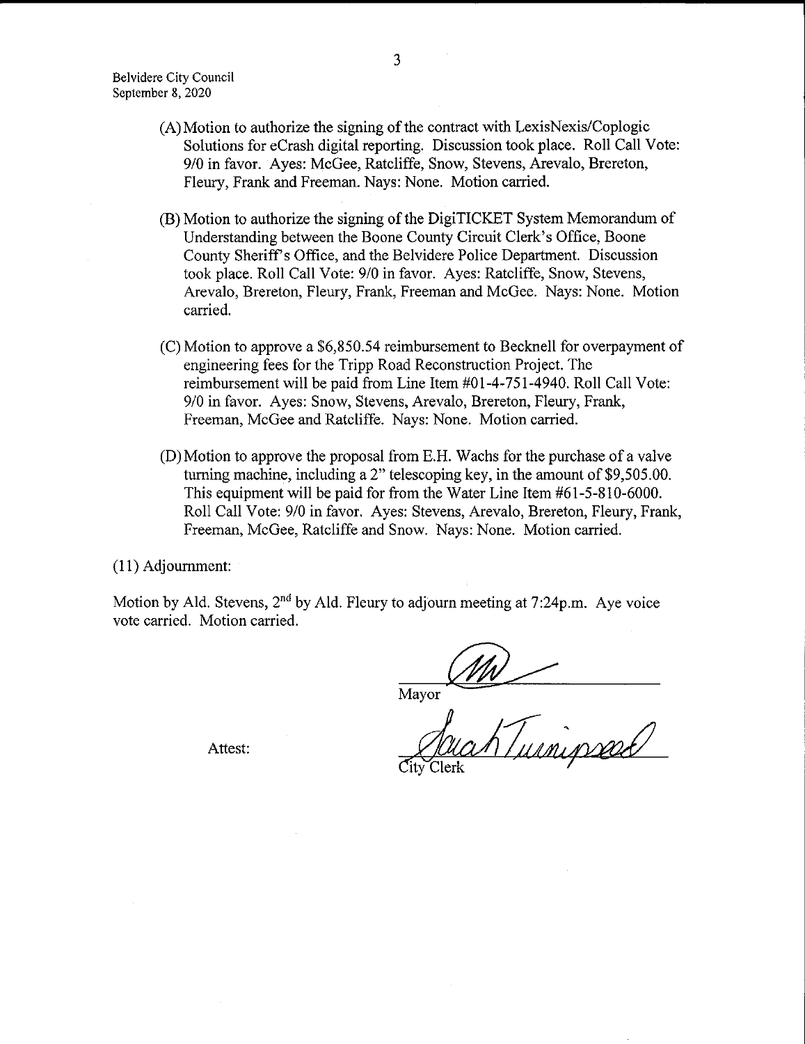(A) Motion to authorize the signing of the contract with LexisNexis/Coplogic Solutions for eCrash digital reporting. Discussion took place. Roll Call Vote: 9/0 in favor. Ayes: McGee, Ratcliffe, Snow, Stevens, Arevalo, Brereton, Fleury, Frank and Freeman. Nays: None. Motion carried.

(B) Motion to authorize the signing of the DigiTICKET System Memorandum of Understanding between the Boone County Circuit Clerk's Office, Boone County Sheriff's Office, and the Belvidere Police Department. Discussion took place. Roll Call Vote: 9/0 in favor. Ayes: Ratcliffe, Snow, Stevens, Arevalo, Brereton, Fleury, Frank, Freeman and McGee. Nays: None. Motion carried.

(C) Motion to approve a $6,850.54 reimbursement to Becknell for overpayment of engineering fees for the Tripp Road Reconstruction Project. The reimbursement will be paid from Line Item #01-4-751-4940. Roll Call Vote: 9/0 in favor. Ayes: Snow, Stevens, Arevalo, Brereton, Fleury, Frank, Freeman, McGee and Ratcliffe. Nays: None. Motion carried.

(D) Motion to approve the proposal from E.H. Wachs for the purchase of a valve turning machine, including a 2" telescoping key, in the amount of $9,505.00. This equipment will be paid for from the Water Line Item #61-5-810-6000. Roll Call Vote: 9/0 in favor. Ayes: Stevens, Arevalo, Brereton, Fleury, Frank, Freeman, McGee, Ratcliffe and Snow. Nays: None. Motion carried.

(11) Adjournment:

Motion by Ald. Stevens, 2nd by Ald. Fleury to adjourn meeting at 7:24p.m. Aye voice vote carried. Motion carried.

Mayor

Attest:

City Clerk